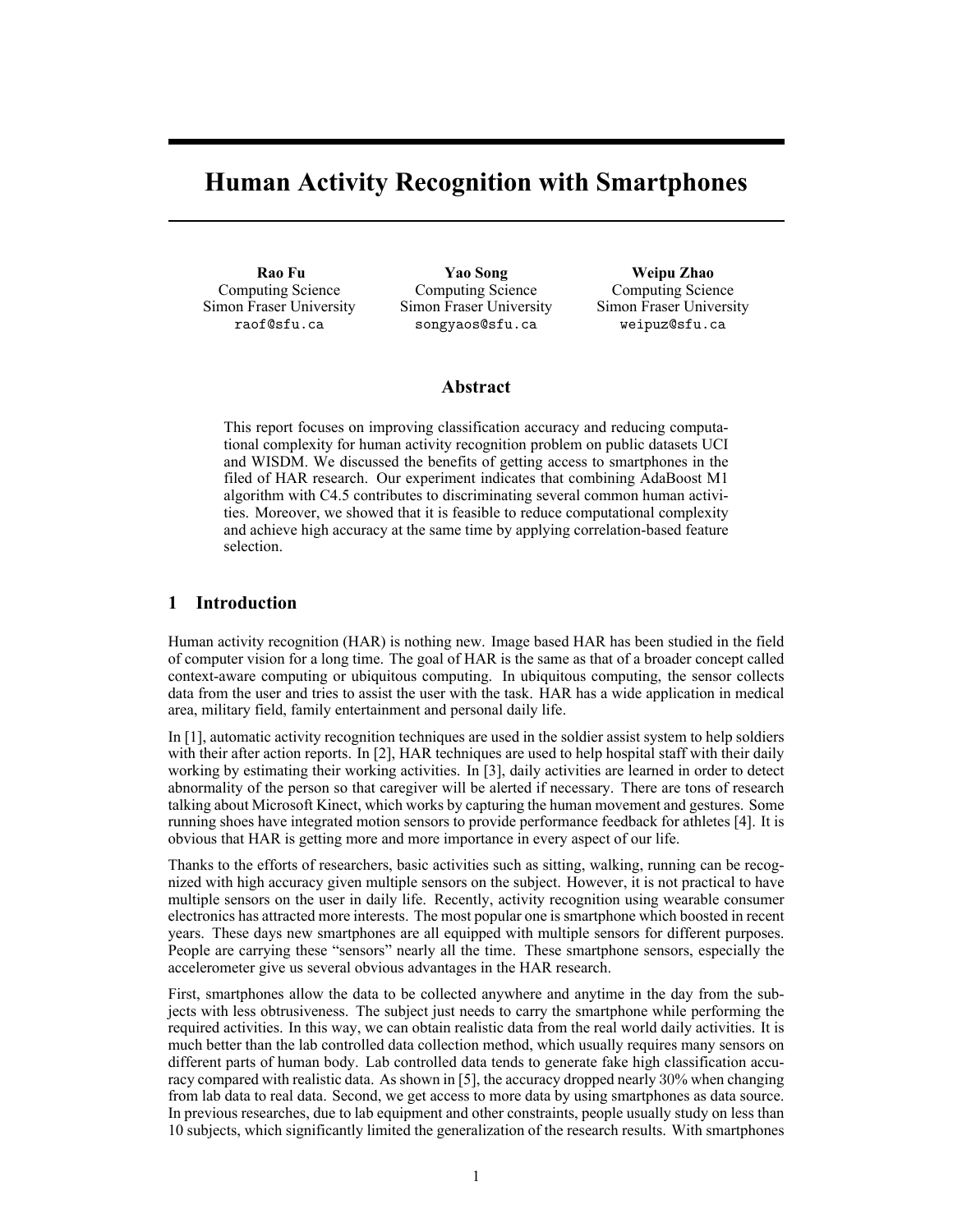# Human Activity Recognition with Smartphones

**Rao Fu**
Computing Science
Simon Fraser University
raof@sfu.ca

**Yao Song**
Computing Science
Simon Fraser University
songyaos@sfu.ca

**Weipu Zhao**
Computing Science
Simon Fraser University
weipuz@sfu.ca

## Abstract

This report focuses on improving classification accuracy and reducing computational complexity for human activity recognition problem on public datasets UCI and WISDM. We discussed the benefits of getting access to smartphones in the filed of HAR research. Our experiment indicates that combining AdaBoost M1 algorithm with C4.5 contributes to discriminating several common human activities. Moreover, we showed that it is feasible to reduce computational complexity and achieve high accuracy at the same time by applying correlation-based feature selection.

## 1 Introduction

Human activity recognition (HAR) is nothing new. Image based HAR has been studied in the field of computer vision for a long time. The goal of HAR is the same as that of a broader concept called context-aware computing or ubiquitous computing. In ubiquitous computing, the sensor collects data from the user and tries to assist the user with the task. HAR has a wide application in medical area, military field, family entertainment and personal daily life.

In [1], automatic activity recognition techniques are used in the soldier assist system to help soldiers with their after action reports. In [2], HAR techniques are used to help hospital staff with their daily working by estimating their working activities. In [3], daily activities are learned in order to detect abnormality of the person so that caregiver will be alerted if necessary. There are tons of research talking about Microsoft Kinect, which works by capturing the human movement and gestures. Some running shoes have integrated motion sensors to provide performance feedback for athletes [4]. It is obvious that HAR is getting more and more importance in every aspect of our life.

Thanks to the efforts of researchers, basic activities such as sitting, walking, running can be recognized with high accuracy given multiple sensors on the subject. However, it is not practical to have multiple sensors on the user in daily life. Recently, activity recognition using wearable consumer electronics has attracted more interests. The most popular one is smartphone which boosted in recent years. These days new smartphones are all equipped with multiple sensors for different purposes. People are carrying these "sensors" nearly all the time. These smartphone sensors, especially the accelerometer give us several obvious advantages in the HAR research.

First, smartphones allow the data to be collected anywhere and anytime in the day from the subjects with less obtrusiveness. The subject just needs to carry the smartphone while performing the required activities. In this way, we can obtain realistic data from the real world daily activities. It is much better than the lab controlled data collection method, which usually requires many sensors on different parts of human body. Lab controlled data tends to generate fake high classification accuracy compared with realistic data. As shown in [5], the accuracy dropped nearly 30% when changing from lab data to real data. Second, we get access to more data by using smartphones as data source. In previous researches, due to lab equipment and other constraints, people usually study on less than 10 subjects, which significantly limited the generalization of the research results. With smartphones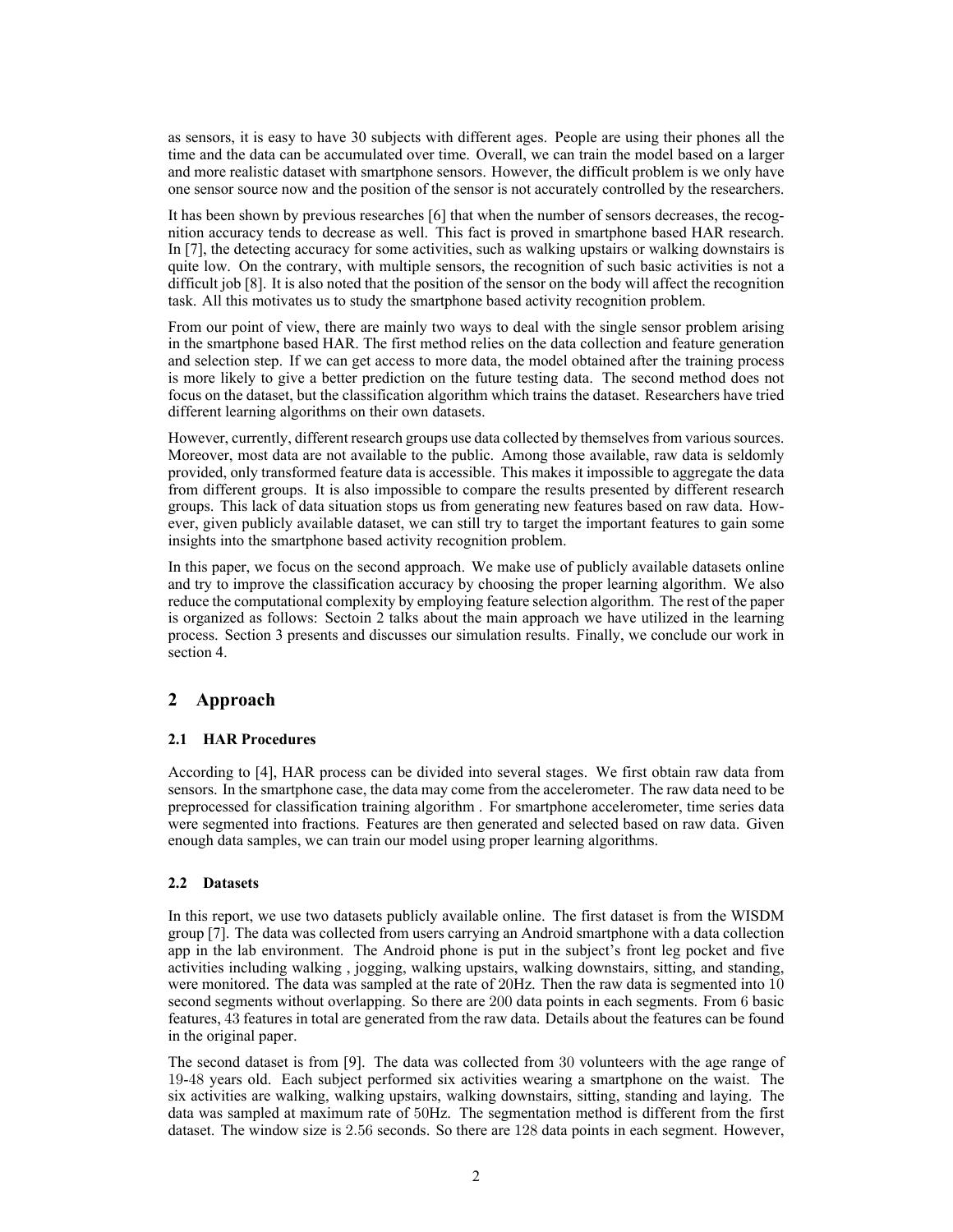as sensors, it is easy to have 30 subjects with different ages. People are using their phones all the time and the data can be accumulated over time. Overall, we can train the model based on a larger and more realistic dataset with smartphone sensors. However, the difficult problem is we only have one sensor source now and the position of the sensor is not accurately controlled by the researchers.

It has been shown by previous researches [6] that when the number of sensors decreases, the recognition accuracy tends to decrease as well. This fact is proved in smartphone based HAR research. In [7], the detecting accuracy for some activities, such as walking upstairs or walking downstairs is quite low. On the contrary, with multiple sensors, the recognition of such basic activities is not a difficult job [8]. It is also noted that the position of the sensor on the body will affect the recognition task. All this motivates us to study the smartphone based activity recognition problem.

From our point of view, there are mainly two ways to deal with the single sensor problem arising in the smartphone based HAR. The first method relies on the data collection and feature generation and selection step. If we can get access to more data, the model obtained after the training process is more likely to give a better prediction on the future testing data. The second method does not focus on the dataset, but the classification algorithm which trains the dataset. Researchers have tried different learning algorithms on their own datasets.

However, currently, different research groups use data collected by themselves from various sources. Moreover, most data are not available to the public. Among those available, raw data is seldomly provided, only transformed feature data is accessible. This makes it impossible to aggregate the data from different groups. It is also impossible to compare the results presented by different research groups. This lack of data situation stops us from generating new features based on raw data. However, given publicly available dataset, we can still try to target the important features to gain some insights into the smartphone based activity recognition problem.

In this paper, we focus on the second approach. We make use of publicly available datasets online and try to improve the classification accuracy by choosing the proper learning algorithm. We also reduce the computational complexity by employing feature selection algorithm. The rest of the paper is organized as follows: Sectoin 2 talks about the main approach we have utilized in the learning process. Section 3 presents and discusses our simulation results. Finally, we conclude our work in section 4.

## 2 Approach

### 2.1 HAR Procedures

According to [4], HAR process can be divided into several stages. We first obtain raw data from sensors. In the smartphone case, the data may come from the accelerometer. The raw data need to be preprocessed for classification training algorithm . For smartphone accelerometer, time series data were segmented into fractions. Features are then generated and selected based on raw data. Given enough data samples, we can train our model using proper learning algorithms.

### 2.2 Datasets

In this report, we use two datasets publicly available online. The first dataset is from the WISDM group [7]. The data was collected from users carrying an Android smartphone with a data collection app in the lab environment. The Android phone is put in the subject's front leg pocket and five activities including walking , jogging, walking upstairs, walking downstairs, sitting, and standing, were monitored. The data was sampled at the rate of 20Hz. Then the raw data is segmented into 10 second segments without overlapping. So there are 200 data points in each segments. From 6 basic features, 43 features in total are generated from the raw data. Details about the features can be found in the original paper.

The second dataset is from [9]. The data was collected from 30 volunteers with the age range of 19-48 years old. Each subject performed six activities wearing a smartphone on the waist. The six activities are walking, walking upstairs, walking downstairs, sitting, standing and laying. The data was sampled at maximum rate of 50Hz. The segmentation method is different from the first dataset. The window size is 2.56 seconds. So there are 128 data points in each segment. However,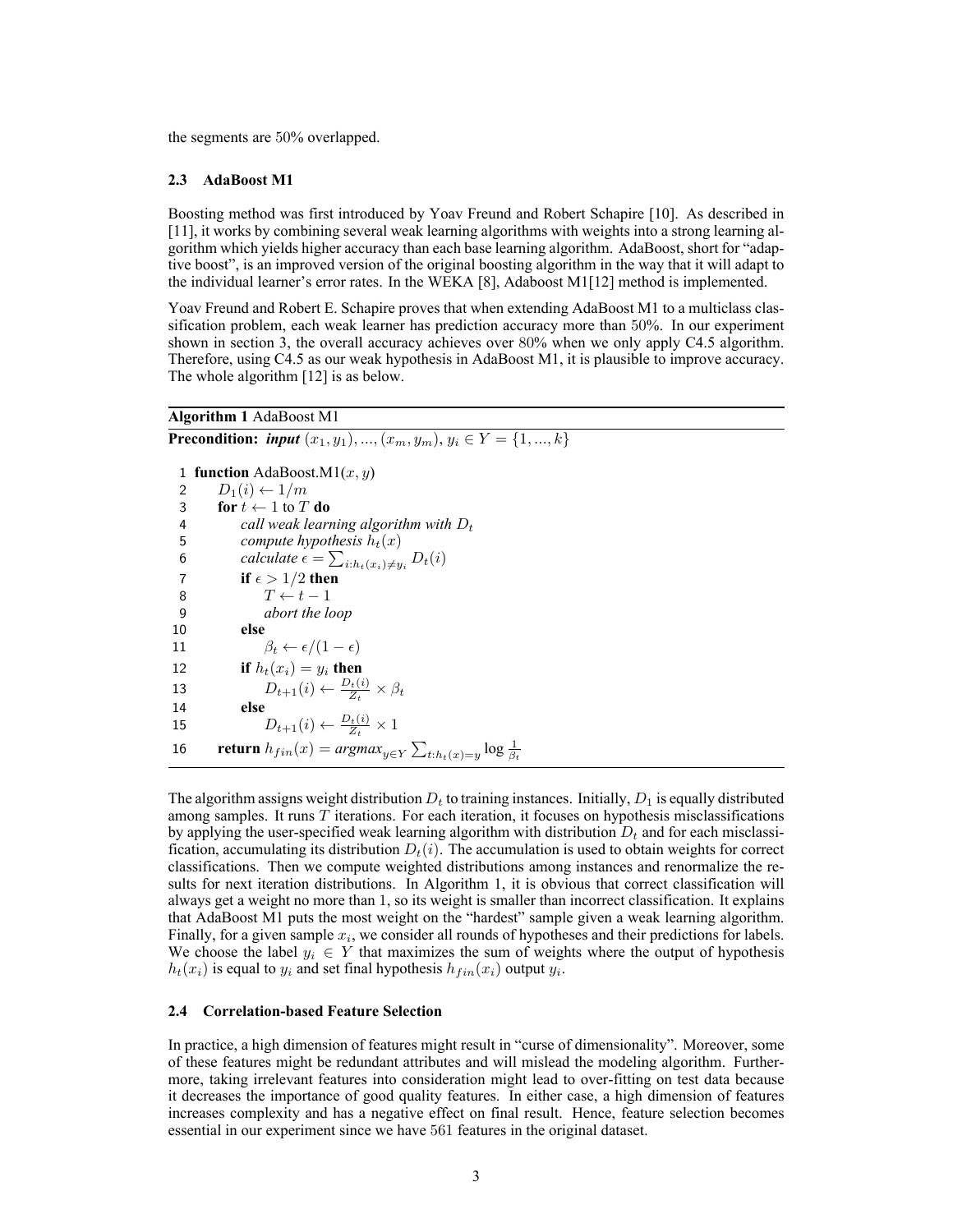the segments are 50% overlapped.

### 2.3 AdaBoost M1

Boosting method was first introduced by Yoav Freund and Robert Schapire [10]. As described in [11], it works by combining several weak learning algorithms with weights into a strong learning algorithm which yields higher accuracy than each base learning algorithm. AdaBoost, short for "adaptive boost", is an improved version of the original boosting algorithm in the way that it will adapt to the individual learner's error rates. In the WEKA [8], Adaboost M1[12] method is implemented.

Yoav Freund and Robert E. Schapire proves that when extending AdaBoost M1 to a multiclass classification problem, each weak learner has prediction accuracy more than 50%. In our experiment shown in section 3, the overall accuracy achieves over 80% when we only apply C4.5 algorithm. Therefore, using C4.5 as our weak hypothesis in AdaBoost M1, it is plausible to improve accuracy. The whole algorithm [12] is as below.

**Algorithm 1** AdaBoost M1

**Precondition:** ***input*** $(x_1, y_1), ..., (x_m, y_m), y_i \in Y = \{1, ..., k\}$

```
 1  function AdaBoost.M1(x, y)
 2      D_1(i) ← 1/m
 3      for t ← 1 to T do
 4          call weak learning algorithm with D_t
 5          compute hypothesis h_t(x)
 6          calculate ε = Σ_{i:h_t(x_i)≠y_i} D_t(i)
 7          if ε > 1/2 then
 8              T ← t − 1
 9              abort the loop
10          else
11              β_t ← ε/(1 − ε)
12          if h_t(x_i) = y_i then
13              D_{t+1}(i) ← (D_t(i)/Z_t) × β_t
14          else
15              D_{t+1}(i) ← (D_t(i)/Z_t) × 1
16      return h_fin(x) = argmax_{y∈Y} Σ_{t:h_t(x)=y} log(1/β_t)
```

The algorithm assigns weight distribution $D_t$ to training instances. Initially, $D_1$ is equally distributed among samples. It runs $T$ iterations. For each iteration, it focuses on hypothesis misclassifications by applying the user-specified weak learning algorithm with distribution $D_t$ and for each misclassification, accumulating its distribution $D_t(i)$. The accumulation is used to obtain weights for correct classifications. Then we compute weighted distributions among instances and renormalize the results for next iteration distributions. In Algorithm 1, it is obvious that correct classification will always get a weight no more than 1, so its weight is smaller than incorrect classification. It explains that AdaBoost M1 puts the most weight on the "hardest" sample given a weak learning algorithm. Finally, for a given sample $x_i$, we consider all rounds of hypotheses and their predictions for labels. We choose the label $y_i \in Y$ that maximizes the sum of weights where the output of hypothesis $h_t(x_i)$ is equal to $y_i$ and set final hypothesis $h_{fin}(x_i)$ output $y_i$.

### 2.4 Correlation-based Feature Selection

In practice, a high dimension of features might result in "curse of dimensionality". Moreover, some of these features might be redundant attributes and will mislead the modeling algorithm. Furthermore, taking irrelevant features into consideration might lead to over-fitting on test data because it decreases the importance of good quality features. In either case, a high dimension of features increases complexity and has a negative effect on final result. Hence, feature selection becomes essential in our experiment since we have 561 features in the original dataset.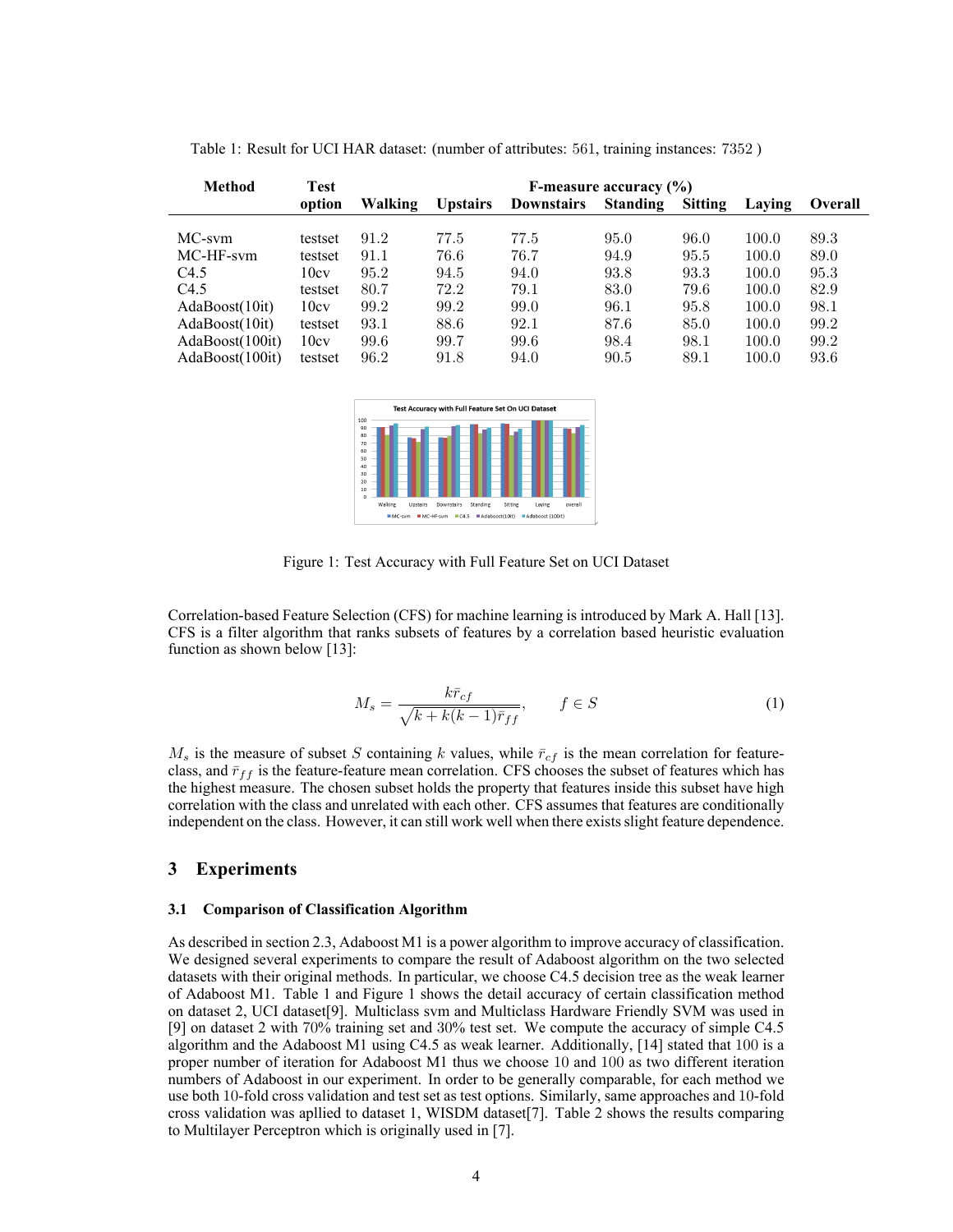Table 1: Result for UCI HAR dataset: (number of attributes: 561, training instances: 7352 )

| Method | Test option | F-measure accuracy (%) | | | | | | |
|---|---|---|---|---|---|---|---|---|
| | | Walking | Upstairs | Downstairs | Standing | Sitting | Laying | Overall |
| MC-svm | testset | 91.2 | 77.5 | 77.5 | 95.0 | 96.0 | 100.0 | 89.3 |
| MC-HF-svm | testset | 91.1 | 76.6 | 76.7 | 94.9 | 95.5 | 100.0 | 89.0 |
| C4.5 | 10cv | 95.2 | 94.5 | 94.0 | 93.8 | 93.3 | 100.0 | 95.3 |
| C4.5 | testset | 80.7 | 72.2 | 79.1 | 83.0 | 79.6 | 100.0 | 82.9 |
| AdaBoost(10it) | 10cv | 99.2 | 99.2 | 99.0 | 96.1 | 95.8 | 100.0 | 98.1 |
| AdaBoost(10it) | testset | 93.1 | 88.6 | 92.1 | 87.6 | 85.0 | 100.0 | 99.2 |
| AdaBoost(100it) | 10cv | 99.6 | 99.7 | 99.6 | 98.4 | 98.1 | 100.0 | 99.2 |
| AdaBoost(100it) | testset | 96.2 | 91.8 | 94.0 | 90.5 | 89.1 | 100.0 | 93.6 |

Figure 1: Test Accuracy with Full Feature Set on UCI Dataset

Correlation-based Feature Selection (CFS) for machine learning is introduced by Mark A. Hall [13]. CFS is a filter algorithm that ranks subsets of features by a correlation based heuristic evaluation function as shown below [13]:

$$M_s = \frac{k\bar{r}_{cf}}{\sqrt{k + k(k-1)\bar{r}_{ff}}}, \qquad f \in S \tag{1}$$

$M_s$ is the measure of subset $S$ containing $k$ values, while $\bar{r}_{cf}$ is the mean correlation for feature-class, and $\bar{r}_{ff}$ is the feature-feature mean correlation. CFS chooses the subset of features which has the highest measure. The chosen subset holds the property that features inside this subset have high correlation with the class and unrelated with each other. CFS assumes that features are conditionally independent on the class. However, it can still work well when there exists slight feature dependence.

## 3 Experiments

### 3.1 Comparison of Classification Algorithm

As described in section 2.3, Adaboost M1 is a power algorithm to improve accuracy of classification. We designed several experiments to compare the result of Adaboost algorithm on the two selected datasets with their original methods. In particular, we choose C4.5 decision tree as the weak learner of Adaboost M1. Table 1 and Figure 1 shows the detail accuracy of certain classification method on dataset 2, UCI dataset[9]. Multiclass svm and Multiclass Hardware Friendly SVM was used in [9] on dataset 2 with 70% training set and 30% test set. We compute the accuracy of simple C4.5 algorithm and the Adaboost M1 using C4.5 as weak learner. Additionally, [14] stated that 100 is a proper number of iteration for Adaboost M1 thus we choose 10 and 100 as two different iteration numbers of Adaboost in our experiment. In order to be generally comparable, for each method we use both 10-fold cross validation and test set as test options. Similarly, same approaches and 10-fold cross validation was apllied to dataset 1, WISDM dataset[7]. Table 2 shows the results comparing to Multilayer Perceptron which is originally used in [7].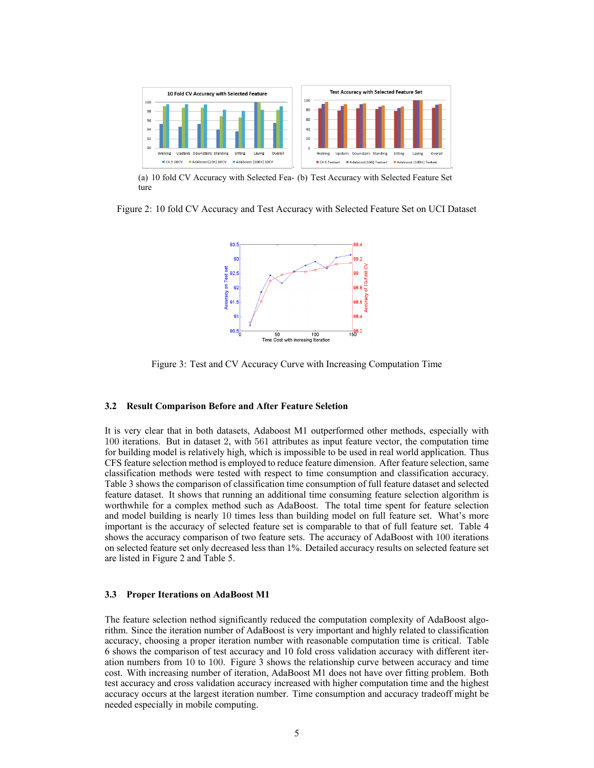(a) 10 fold CV Accuracy with Selected Feature

(b) Test Accuracy with Selected Feature Set

Figure 2: 10 fold CV Accuracy and Test Accuracy with Selected Feature Set on UCI Dataset

Figure 3: Test and CV Accuracy Curve with Increasing Computation Time

### 3.2 Result Comparison Before and After Feature Selction

It is very clear that in both datasets, Adaboost M1 outperformed other methods, especially with 100 iterations. But in dataset 2, with 561 attributes as input feature vector, the computation time for building model is relatively high, which is impossible to be used in real world application. Thus CFS feature selection method is employed to reduce feature dimension. After feature selection, same classification methods were tested with respect to time consumption and classification accuracy. Table 3 shows the comparison of classification time consumption of full feature dataset and selected feature dataset. It shows that running an additional time consuming feature selection algorithm is worthwhile for a complex method such as AdaBoost. The total time spent for feature selection and model building is nearly 10 times less than building model on full feature set. What's more important is the accuracy of selected feature set is comparable to that of full feature set. Table 4 shows the accuracy comparison of two feature sets. The accuracy of AdaBoost with 100 iterations on selected feature set only decreased less than 1%. Detailed accuracy results on selected feature set are listed in Figure 2 and Table 5.

### 3.3 Proper Iterations on AdaBoost M1

The feature selection nethod significantly reduced the computation complexity of AdaBoost algorithm. Since the iteration number of AdaBoost is very important and highly related to classification accuracy, choosing a proper iteration number with reasonable computation time is critical. Table 6 shows the comparison of test accuracy and 10 fold cross validation accuracy with different iteration numbers from 10 to 100. Figure 3 shows the relationship curve between accuracy and time cost. With increasing number of iteration, AdaBoost M1 does not have over fitting problem. Both test accuracy and cross validation accuracy increased with higher computation time and the highest accuracy occurs at the largest iteration number. Time consumption and accuracy tradeoff might be needed especially in mobile computing.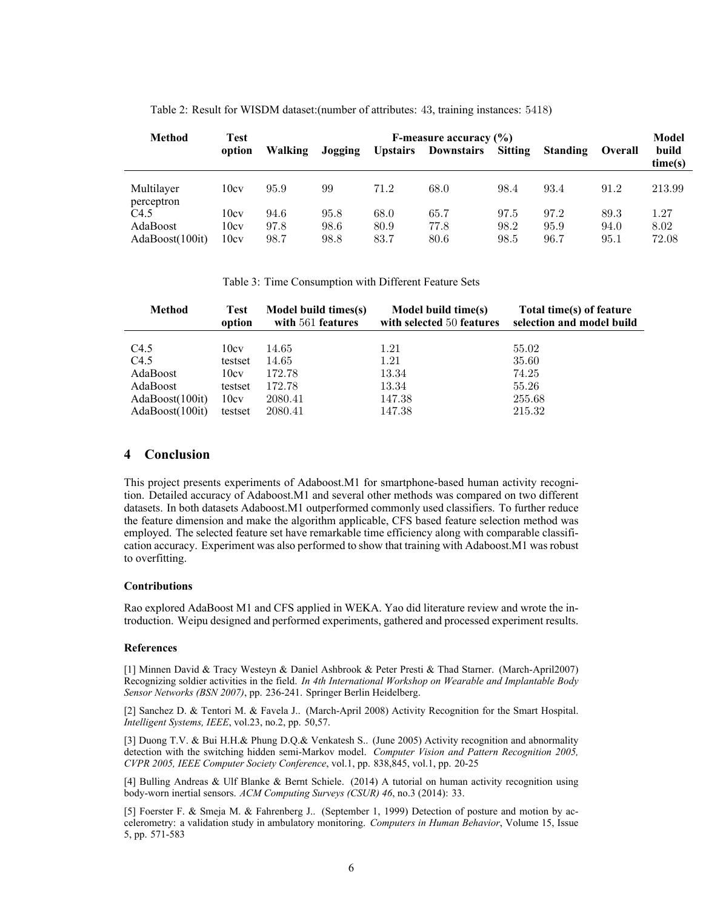Table 2: Result for WISDM dataset:(number of attributes: 43, training instances: 5418)

| Method | Test option | F-measure accuracy (%) | | | | | | | Model build time(s) |
|---|---|---|---|---|---|---|---|---|---|
| | | Walking | Jogging | Upstairs | Downstairs | Sitting | Standing | Overall | |
| Multilayer perceptron | 10cv | 95.9 | 99 | 71.2 | 68.0 | 98.4 | 93.4 | 91.2 | 213.99 |
| C4.5 | 10cv | 94.6 | 95.8 | 68.0 | 65.7 | 97.5 | 97.2 | 89.3 | 1.27 |
| AdaBoost | 10cv | 97.8 | 98.6 | 80.9 | 77.8 | 98.2 | 95.9 | 94.0 | 8.02 |
| AdaBoost(100it) | 10cv | 98.7 | 98.8 | 83.7 | 80.6 | 98.5 | 96.7 | 95.1 | 72.08 |

Table 3: Time Consumption with Different Feature Sets

| Method | Test option | Model build times(s) with 561 features | Model build time(s) with selected 50 features | Total time(s) of feature selection and model build |
|---|---|---|---|---|
| C4.5 | 10cv | 14.65 | 1.21 | 55.02 |
| C4.5 | testset | 14.65 | 1.21 | 35.60 |
| AdaBoost | 10cv | 172.78 | 13.34 | 74.25 |
| AdaBoost | testset | 172.78 | 13.34 | 55.26 |
| AdaBoost(100it) | 10cv | 2080.41 | 147.38 | 255.68 |
| AdaBoost(100it) | testset | 2080.41 | 147.38 | 215.32 |

## 4 Conclusion

This project presents experiments of Adaboost.M1 for smartphone-based human activity recognition. Detailed accuracy of Adaboost.M1 and several other methods was compared on two different datasets. In both datasets Adaboost.M1 outperformed commonly used classifiers. To further reduce the feature dimension and make the algorithm applicable, CFS based feature selection method was employed. The selected feature set have remarkable time efficiency along with comparable classification accuracy. Experiment was also performed to show that training with Adaboost.M1 was robust to overfitting.

### Contributions

Rao explored AdaBoost M1 and CFS applied in WEKA. Yao did literature review and wrote the introduction. Weipu designed and performed experiments, gathered and processed experiment results.

### References

[1] Minnen David & Tracy Westeyn & Daniel Ashbrook & Peter Presti & Thad Starner. (March-April2007) Recognizing soldier activities in the field. *In 4th International Workshop on Wearable and Implantable Body Sensor Networks (BSN 2007)*, pp. 236-241. Springer Berlin Heidelberg.

[2] Sanchez D. & Tentori M. & Favela J.. (March-April 2008) Activity Recognition for the Smart Hospital. *Intelligent Systems, IEEE*, vol.23, no.2, pp. 50,57.

[3] Duong T.V. & Bui H.H.& Phung D.Q.& Venkatesh S.. (June 2005) Activity recognition and abnormality detection with the switching hidden semi-Markov model. *Computer Vision and Pattern Recognition 2005, CVPR 2005, IEEE Computer Society Conference*, vol.1, pp. 838,845, vol.1, pp. 20-25

[4] Bulling Andreas & Ulf Blanke & Bernt Schiele. (2014) A tutorial on human activity recognition using body-worn inertial sensors. *ACM Computing Surveys (CSUR) 46*, no.3 (2014): 33.

[5] Foerster F. & Smeja M. & Fahrenberg J.. (September 1, 1999) Detection of posture and motion by accelerometry: a validation study in ambulatory monitoring. *Computers in Human Behavior*, Volume 15, Issue 5, pp. 571-583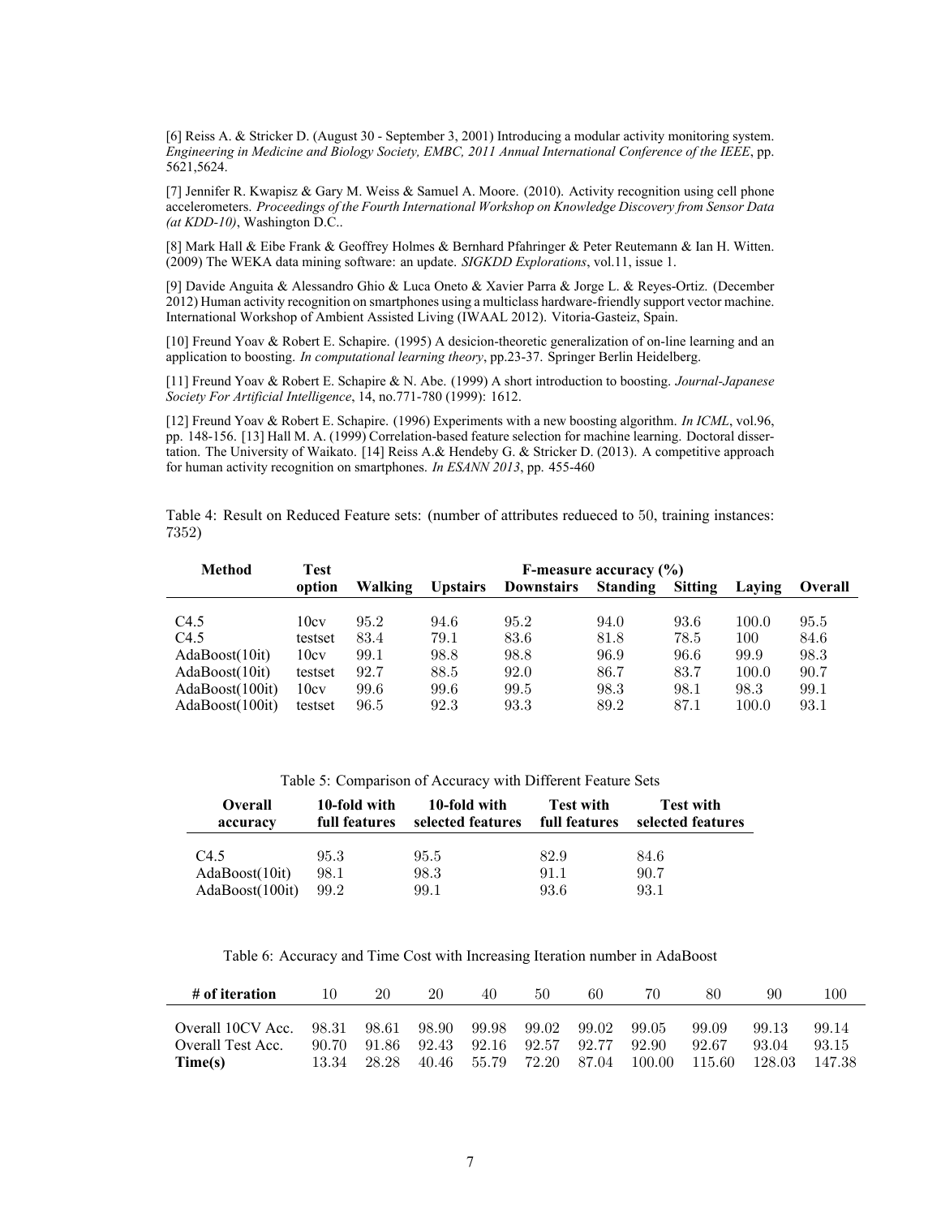[6] Reiss A. & Stricker D. (August 30 - September 3, 2001) Introducing a modular activity monitoring system. *Engineering in Medicine and Biology Society, EMBC, 2011 Annual International Conference of the IEEE*, pp. 5621,5624.

[7] Jennifer R. Kwapisz & Gary M. Weiss & Samuel A. Moore. (2010). Activity recognition using cell phone accelerometers. *Proceedings of the Fourth International Workshop on Knowledge Discovery from Sensor Data (at KDD-10)*, Washington D.C..

[8] Mark Hall & Eibe Frank & Geoffrey Holmes & Bernhard Pfahringer & Peter Reutemann & Ian H. Witten. (2009) The WEKA data mining software: an update. *SIGKDD Explorations*, vol.11, issue 1.

[9] Davide Anguita & Alessandro Ghio & Luca Oneto & Xavier Parra & Jorge L. & Reyes-Ortiz. (December 2012) Human activity recognition on smartphones using a multiclass hardware-friendly support vector machine. International Workshop of Ambient Assisted Living (IWAAL 2012). Vitoria-Gasteiz, Spain.

[10] Freund Yoav & Robert E. Schapire. (1995) A desicion-theoretic generalization of on-line learning and an application to boosting. *In computational learning theory*, pp.23-37. Springer Berlin Heidelberg.

[11] Freund Yoav & Robert E. Schapire & N. Abe. (1999) A short introduction to boosting. *Journal-Japanese Society For Artificial Intelligence*, 14, no.771-780 (1999): 1612.

[12] Freund Yoav & Robert E. Schapire. (1996) Experiments with a new boosting algorithm. *In ICML*, vol.96, pp. 148-156. [13] Hall M. A. (1999) Correlation-based feature selection for machine learning. Doctoral dissertation. The University of Waikato. [14] Reiss A.& Hendeby G. & Stricker D. (2013). A competitive approach for human activity recognition on smartphones. *In ESANN 2013*, pp. 455-460

Table 4: Result on Reduced Feature sets: (number of attributes redueced to 50, training instances: 7352)

| **Method** | **Test option** | **F-measure accuracy (%)** Walking | Upstairs | Downstairs | Standing | Sitting | Laying | Overall |
|---|---|---|---|---|---|---|---|---|
| C4.5 | 10cv | 95.2 | 94.6 | 95.2 | 94.0 | 93.6 | 100.0 | 95.5 |
| C4.5 | testset | 83.4 | 79.1 | 83.6 | 81.8 | 78.5 | 100 | 84.6 |
| AdaBoost(10it) | 10cv | 99.1 | 98.8 | 98.8 | 96.9 | 96.6 | 99.9 | 98.3 |
| AdaBoost(10it) | testset | 92.7 | 88.5 | 92.0 | 86.7 | 83.7 | 100.0 | 90.7 |
| AdaBoost(100it) | 10cv | 99.6 | 99.6 | 99.5 | 98.3 | 98.1 | 98.3 | 99.1 |
| AdaBoost(100it) | testset | 96.5 | 92.3 | 93.3 | 89.2 | 87.1 | 100.0 | 93.1 |

Table 5: Comparison of Accuracy with Different Feature Sets

| **Overall accuracy** | **10-fold with full features** | **10-fold with selected features** | **Test with full features** | **Test with selected features** |
|---|---|---|---|---|
| C4.5 | 95.3 | 95.5 | 82.9 | 84.6 |
| AdaBoost(10it) | 98.1 | 98.3 | 91.1 | 90.7 |
| AdaBoost(100it) | 99.2 | 99.1 | 93.6 | 93.1 |

Table 6: Accuracy and Time Cost with Increasing Iteration number in AdaBoost

| **# of iteration** | 10 | 20 | 20 | 40 | 50 | 60 | 70 | 80 | 90 | 100 |
|---|---|---|---|---|---|---|---|---|---|---|
| Overall 10CV Acc. | 98.31 | 98.61 | 98.90 | 99.98 | 99.02 | 99.02 | 99.05 | 99.09 | 99.13 | 99.14 |
| Overall Test Acc. | 90.70 | 91.86 | 92.43 | 92.16 | 92.57 | 92.77 | 92.90 | 92.67 | 93.04 | 93.15 |
| **Time(s)** | 13.34 | 28.28 | 40.46 | 55.79 | 72.20 | 87.04 | 100.00 | 115.60 | 128.03 | 147.38 |